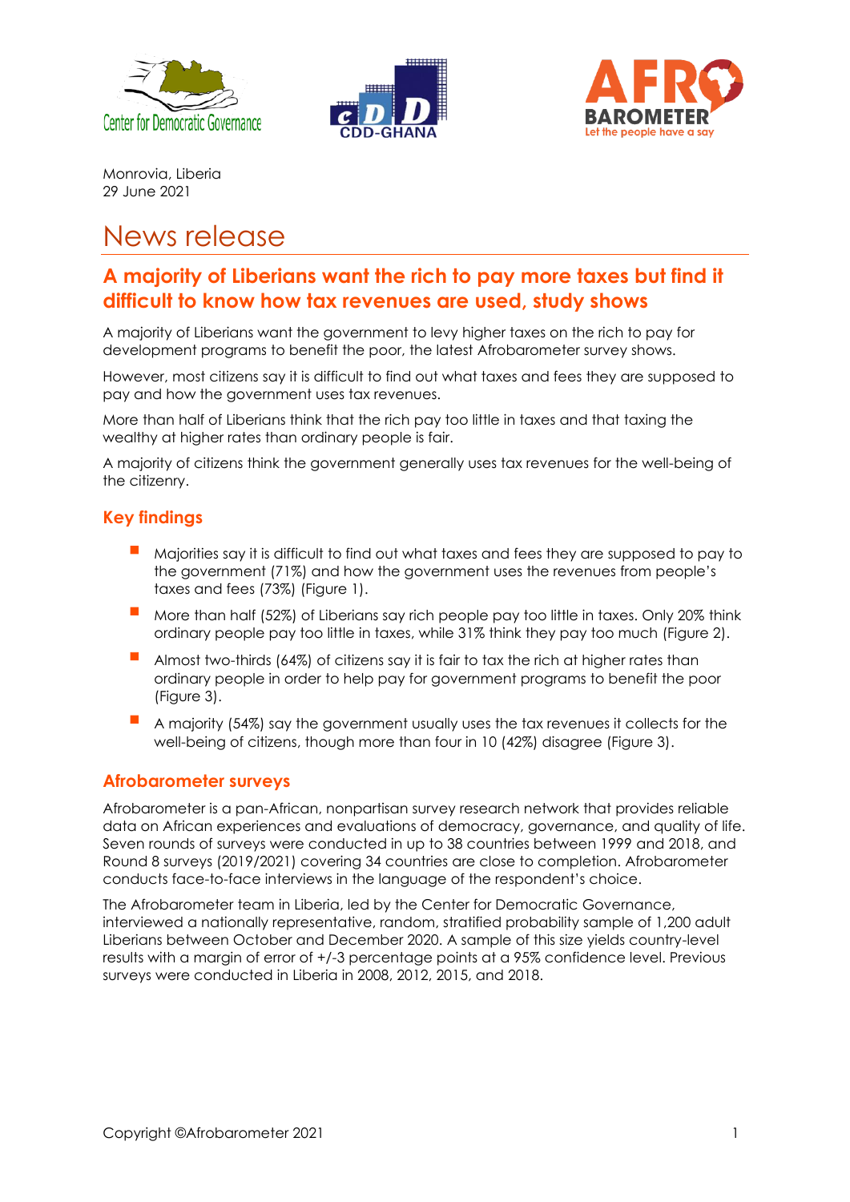Monrovia, Liberia
29 June 2021

# News release

## A majority of Liberians want the rich to pay more taxes but find it difficult to know how tax revenues are used, study shows

A majority of Liberians want the government to levy higher taxes on the rich to pay for development programs to benefit the poor, the latest Afrobarometer survey shows.

However, most citizens say it is difficult to find out what taxes and fees they are supposed to pay and how the government uses tax revenues.

More than half of Liberians think that the rich pay too little in taxes and that taxing the wealthy at higher rates than ordinary people is fair.

A majority of citizens think the government generally uses tax revenues for the well-being of the citizenry.

### Key findings

- Majorities say it is difficult to find out what taxes and fees they are supposed to pay to the government (71%) and how the government uses the revenues from people's taxes and fees (73%) (Figure 1).
- More than half (52%) of Liberians say rich people pay too little in taxes. Only 20% think ordinary people pay too little in taxes, while 31% think they pay too much (Figure 2).
- Almost two-thirds (64%) of citizens say it is fair to tax the rich at higher rates than ordinary people in order to help pay for government programs to benefit the poor (Figure 3).
- A majority (54%) say the government usually uses the tax revenues it collects for the well-being of citizens, though more than four in 10 (42%) disagree (Figure 3).

### Afrobarometer surveys

Afrobarometer is a pan-African, nonpartisan survey research network that provides reliable data on African experiences and evaluations of democracy, governance, and quality of life. Seven rounds of surveys were conducted in up to 38 countries between 1999 and 2018, and Round 8 surveys (2019/2021) covering 34 countries are close to completion. Afrobarometer conducts face-to-face interviews in the language of the respondent's choice.

The Afrobarometer team in Liberia, led by the Center for Democratic Governance, interviewed a nationally representative, random, stratified probability sample of 1,200 adult Liberians between October and December 2020. A sample of this size yields country-level results with a margin of error of +/-3 percentage points at a 95% confidence level. Previous surveys were conducted in Liberia in 2008, 2012, 2015, and 2018.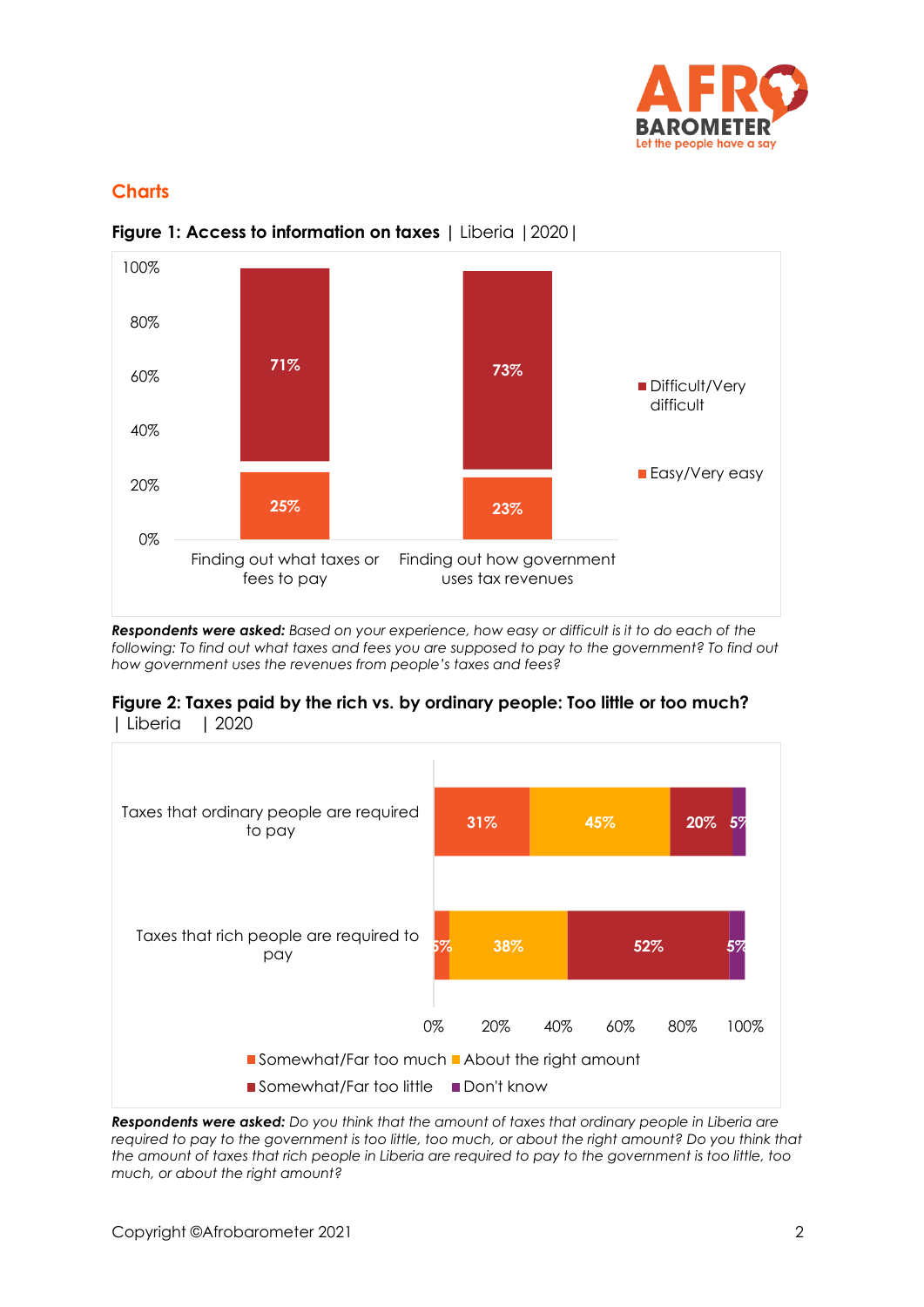## Charts

**Figure 1: Access to information on taxes** | Liberia | 2020 |

| | Difficult/Very difficult | Easy/Very easy |
|---|---|---|
| Finding out what taxes or fees to pay | 71% | 25% |
| Finding out how government uses tax revenues | 73% | 23% |

***Respondents were asked:*** *Based on your experience, how easy or difficult is it to do each of the following: To find out what taxes and fees you are supposed to pay to the government? To find out how government uses the revenues from people's taxes and fees?*

**Figure 2: Taxes paid by the rich vs. by ordinary people: Too little or too much?** | Liberia | 2020

| | Somewhat/Far too much | About the right amount | Somewhat/Far too little | Don't know |
|---|---|---|---|---|
| Taxes that ordinary people are required to pay | 31% | 45% | 20% | 5% |
| Taxes that rich people are required to pay | 5% | 38% | 52% | 5% |

***Respondents were asked:*** *Do you think that the amount of taxes that ordinary people in Liberia are required to pay to the government is too little, too much, or about the right amount? Do you think that the amount of taxes that rich people in Liberia are required to pay to the government is too little, too much, or about the right amount?*

Copyright ©Afrobarometer 2021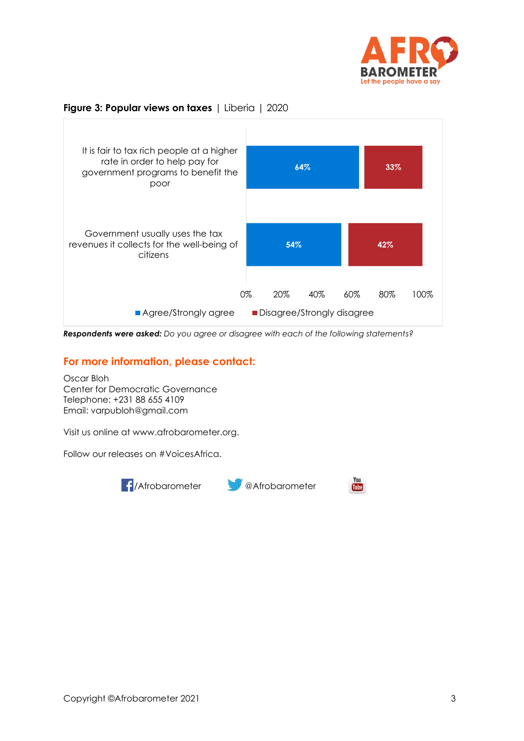**Figure 3: Popular views on taxes** | Liberia | 2020

It is fair to tax rich people at a higher rate in order to help pay for government programs to benefit the poor

64%

33%

Government usually uses the tax revenues it collects for the well-being of citizens

54%

42%

0% 20% 40% 60% 80% 100%

Agree/Strongly agree

Disagree/Strongly disagree

***Respondents were asked:*** *Do you agree or disagree with each of the following statements?*

## For more information, please contact:

Oscar Bloh
Center for Democratic Governance
Telephone: +231 88 655 4109
Email: varpubloh@gmail.com

Visit us online at www.afrobarometer.org.

Follow our releases on #VoicesAfrica.

/Afrobarometer @Afrobarometer

Copyright ©Afrobarometer 2021